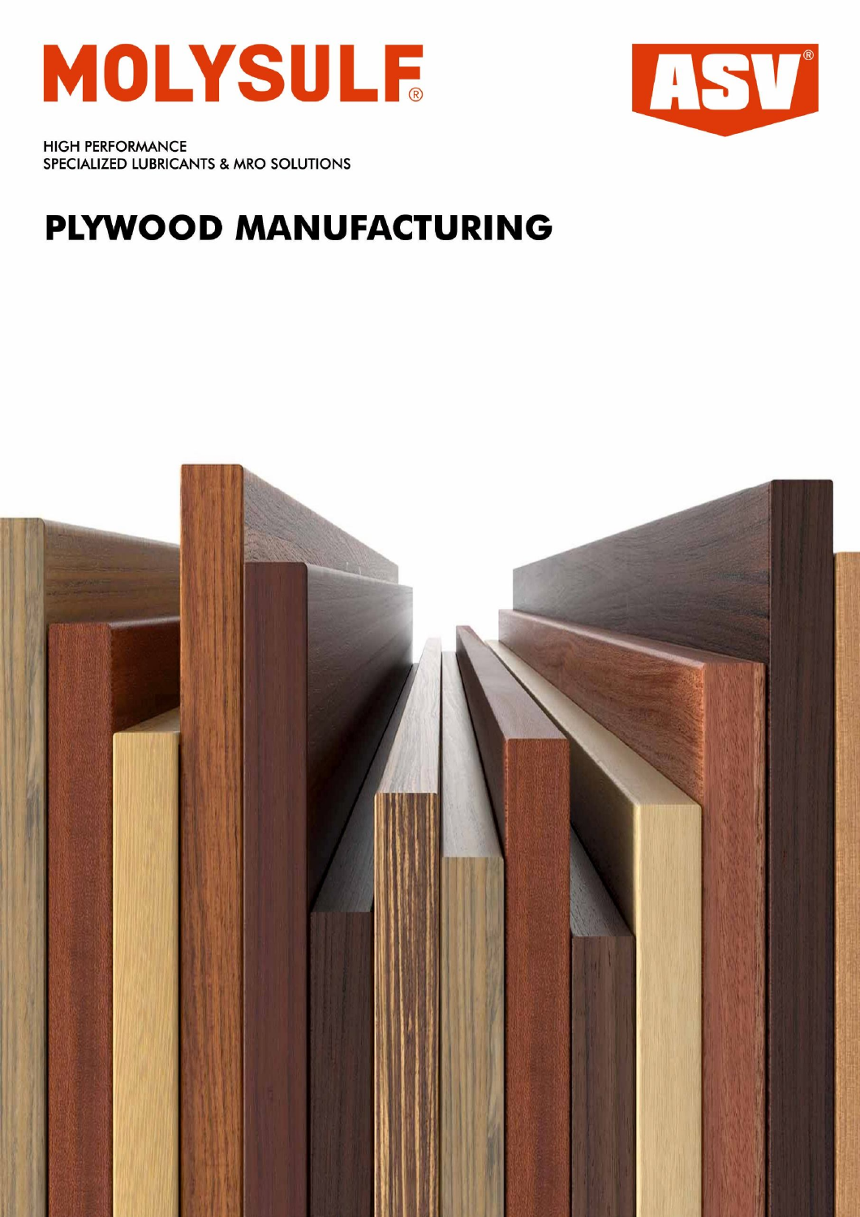MOLYSULF®

ASV®

HIGH PERFORMANCE
SPECIALIZED LUBRICANTS & MRO SOLUTIONS

# PLYWOOD MANUFACTURING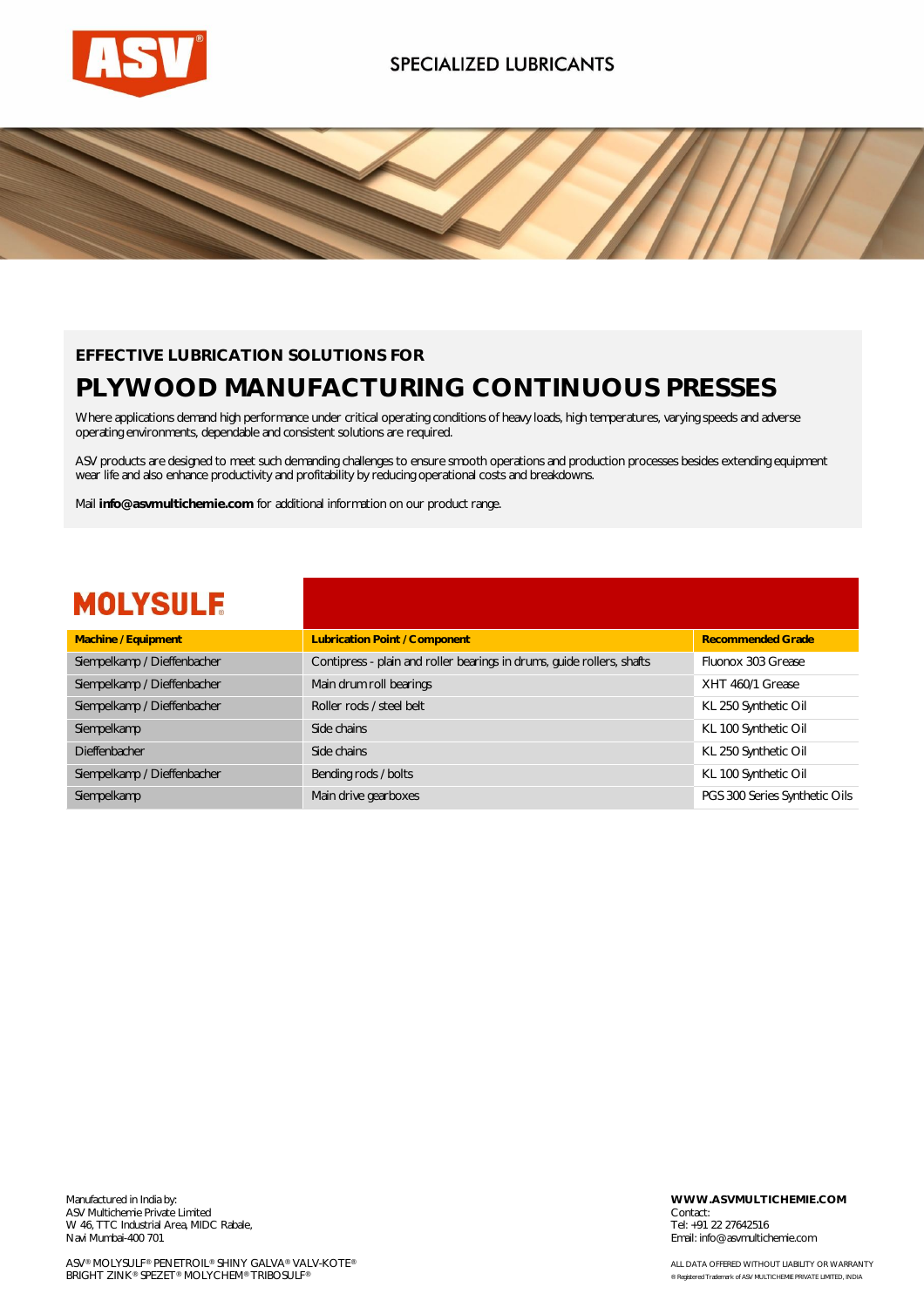SPECIALIZED LUBRICANTS

### EFFECTIVE LUBRICATION SOLUTIONS FOR

# PLYWOOD MANUFACTURING CONTINUOUS PRESSES

Where applications demand high performance under critical operating conditions of heavy loads, high temperatures, varying speeds and adverse operating environments, dependable and consistent solutions are required.

ASV products are designed to meet such demanding challenges to ensure smooth operations and production processes besides extending equipment wear life and also enhance productivity and profitability by reducing operational costs and breakdowns.

Mail **info@asvmultichemie.com** for additional information on our product range.

## MOLYSULF®

| Machine / Equipment | Lubrication Point / Component | Recommended Grade |
|---|---|---|
| Siempelkamp / Dieffenbacher | Contipress - plain and roller bearings in drums, guide rollers, shafts | Fluonox 303 Grease |
| Siempelkamp / Dieffenbacher | Main drum roll bearings | XHT 460/1 Grease |
| Siempelkamp / Dieffenbacher | Roller rods / steel belt | KL 250 Synthetic Oil |
| Siempelkamp | Side chains | KL 100 Synthetic Oil |
| Dieffenbacher | Side chains | KL 250 Synthetic Oil |
| Siempelkamp / Dieffenbacher | Bending rods / bolts | KL 100 Synthetic Oil |
| Siempelkamp | Main drive gearboxes | PGS 300 Series Synthetic Oils |

Manufactured in India by:
ASV Multichemie Private Limited
W 46, TTC Industrial Area, MIDC Rabale,
Navi Mumbai-400 701

ASV® MOLYSULF® PENETROIL® SHINY GALVA® VALV-KOTE®
BRIGHT ZINK® SPEZET® MOLYCHEM® TRIBOSULF®

**WWW.ASVMULTICHEMIE.COM**
Contact:
Tel: +91 22 27642516
Email: info@asvmultichemie.com

ALL DATA OFFERED WITHOUT LIABILITY OR WARRANTY
® Registered Trademark of ASV MULTICHEMIE PRIVATE LIMITED, INDIA